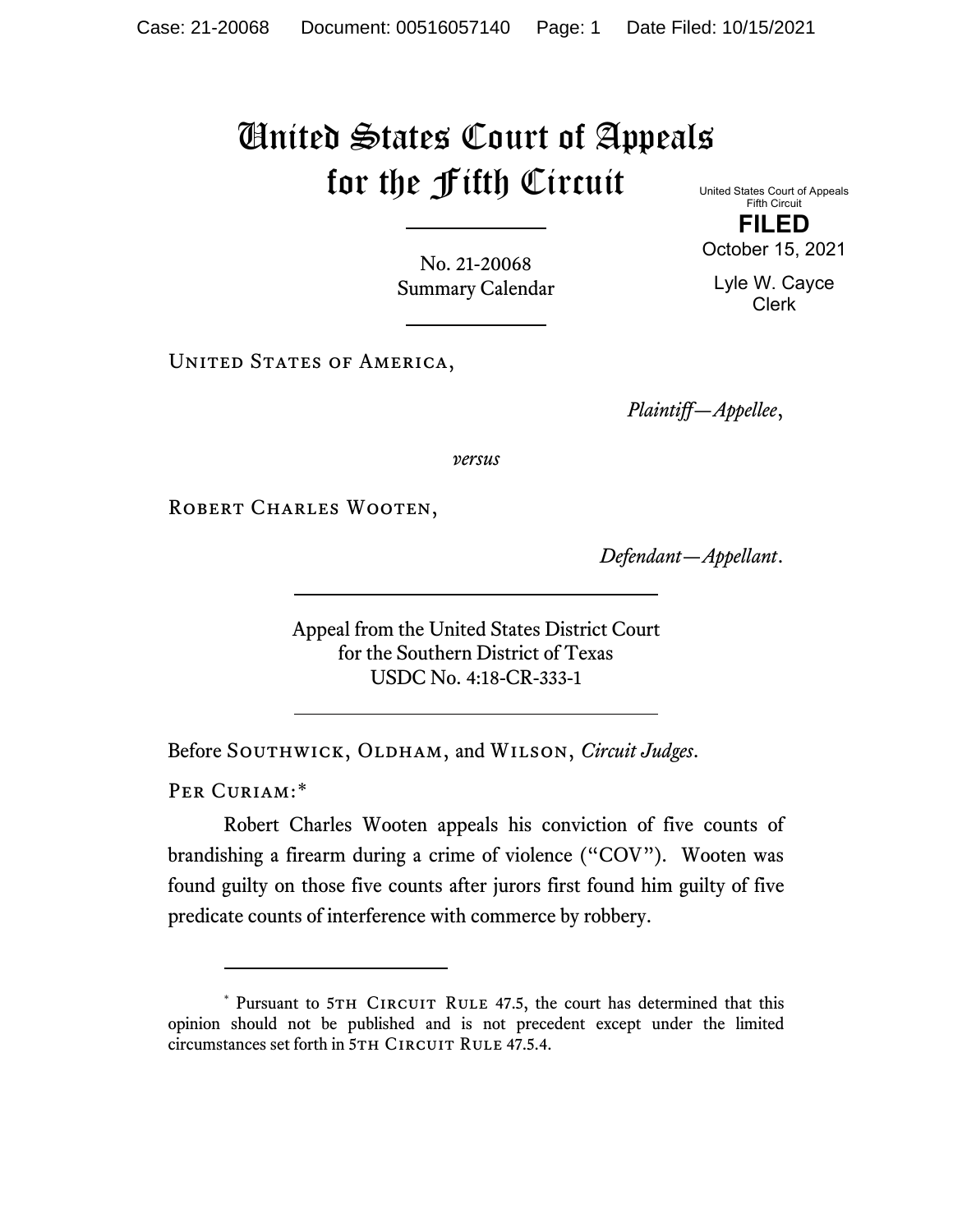# United States Court of Appeals for the Fifth Circuit

United States Court of Appeals
Fifth Circuit

**FILED**

October 15, 2021

Lyle W. Cayce
Clerk

No. 21-20068
Summary Calendar

---

United States of America,

*Plaintiff—Appellee*,

*versus*

Robert Charles Wooten,

*Defendant—Appellant*.

---

Appeal from the United States District Court
for the Southern District of Texas
USDC No. 4:18-CR-333-1

---

Before Southwick, Oldham, and Wilson, *Circuit Judges*.

Per Curiam:*

Robert Charles Wooten appeals his conviction of five counts of brandishing a firearm during a crime of violence ("COV"). Wooten was found guilty on those five counts after jurors first found him guilty of five predicate counts of interference with commerce by robbery.

---

\* Pursuant to 5th Circuit Rule 47.5, the court has determined that this opinion should not be published and is not precedent except under the limited circumstances set forth in 5th Circuit Rule 47.5.4.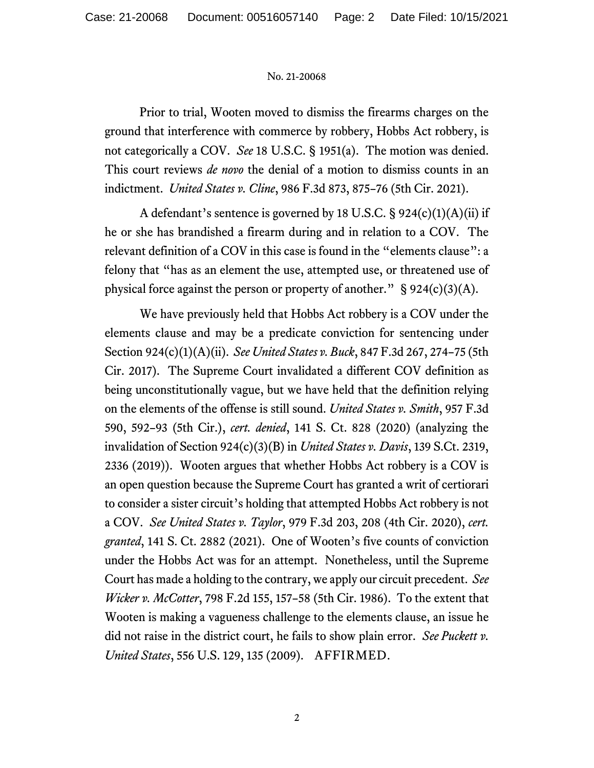Prior to trial, Wooten moved to dismiss the firearms charges on the ground that interference with commerce by robbery, Hobbs Act robbery, is not categorically a COV. *See* 18 U.S.C. § 1951(a). The motion was denied. This court reviews *de novo* the denial of a motion to dismiss counts in an indictment. *United States v. Cline*, 986 F.3d 873, 875–76 (5th Cir. 2021).

A defendant's sentence is governed by 18 U.S.C. § 924(c)(1)(A)(ii) if he or she has brandished a firearm during and in relation to a COV. The relevant definition of a COV in this case is found in the "elements clause": a felony that "has as an element the use, attempted use, or threatened use of physical force against the person or property of another." § 924(c)(3)(A).

We have previously held that Hobbs Act robbery is a COV under the elements clause and may be a predicate conviction for sentencing under Section 924(c)(1)(A)(ii). *See United States v. Buck*, 847 F.3d 267, 274–75 (5th Cir. 2017). The Supreme Court invalidated a different COV definition as being unconstitutionally vague, but we have held that the definition relying on the elements of the offense is still sound. *United States v. Smith*, 957 F.3d 590, 592–93 (5th Cir.), *cert. denied*, 141 S. Ct. 828 (2020) (analyzing the invalidation of Section 924(c)(3)(B) in *United States v. Davis*, 139 S.Ct. 2319, 2336 (2019)). Wooten argues that whether Hobbs Act robbery is a COV is an open question because the Supreme Court has granted a writ of certiorari to consider a sister circuit's holding that attempted Hobbs Act robbery is not a COV. *See United States v. Taylor*, 979 F.3d 203, 208 (4th Cir. 2020), *cert. granted*, 141 S. Ct. 2882 (2021). One of Wooten's five counts of conviction under the Hobbs Act was for an attempt. Nonetheless, until the Supreme Court has made a holding to the contrary, we apply our circuit precedent. *See Wicker v. McCotter*, 798 F.2d 155, 157–58 (5th Cir. 1986). To the extent that Wooten is making a vagueness challenge to the elements clause, an issue he did not raise in the district court, he fails to show plain error. *See Puckett v. United States*, 556 U.S. 129, 135 (2009). AFFIRMED.